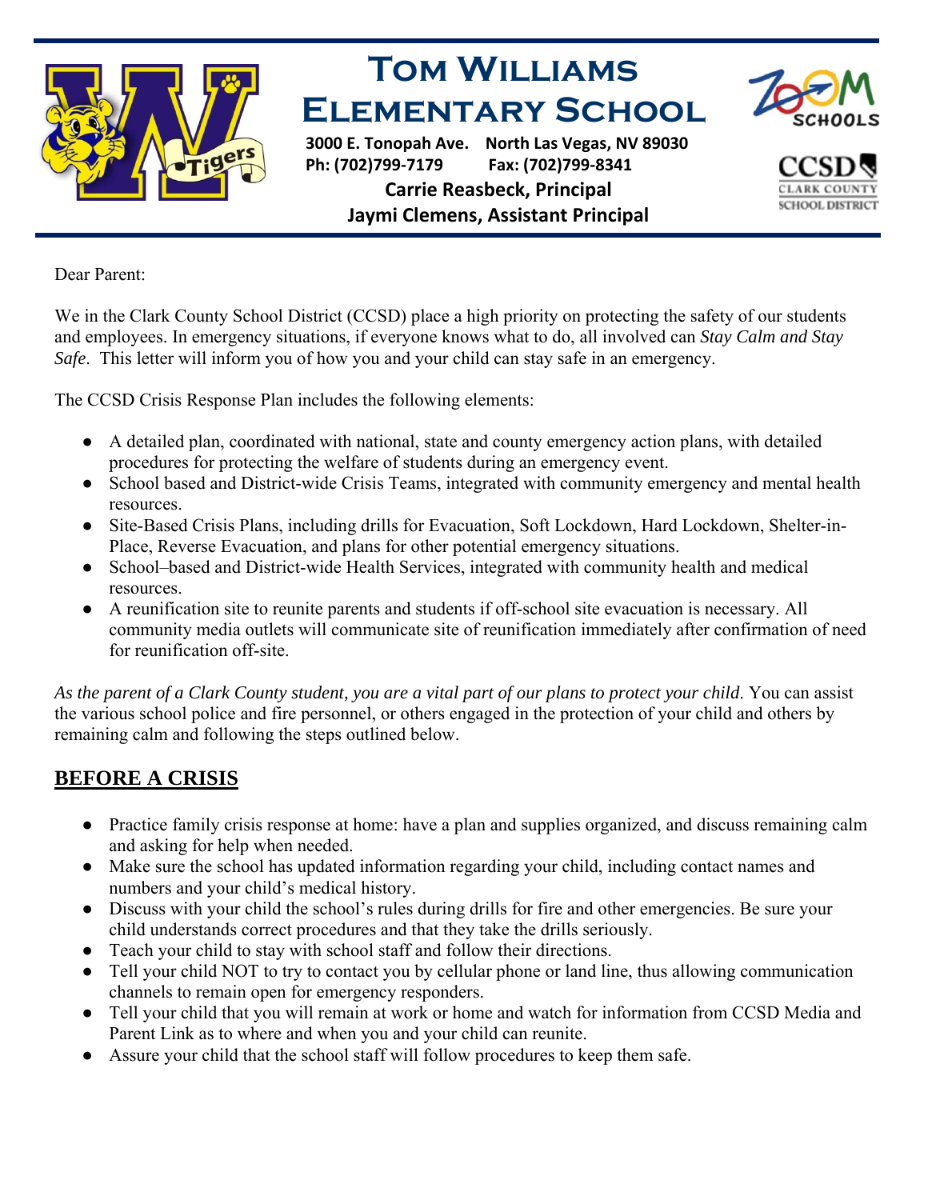# Tom Williams Elementary School

**3000 E. Tonopah Ave. North Las Vegas, NV 89030**
**Ph: (702)799-7179 Fax: (702)799-8341**
**Carrie Reasbeck, Principal**
**Jaymi Clemens, Assistant Principal**

Dear Parent:

We in the Clark County School District (CCSD) place a high priority on protecting the safety of our students and employees. In emergency situations, if everyone knows what to do, all involved can *Stay Calm and Stay Safe*. This letter will inform you of how you and your child can stay safe in an emergency.

The CCSD Crisis Response Plan includes the following elements:

- A detailed plan, coordinated with national, state and county emergency action plans, with detailed procedures for protecting the welfare of students during an emergency event.
- School based and District-wide Crisis Teams, integrated with community emergency and mental health resources.
- Site-Based Crisis Plans, including drills for Evacuation, Soft Lockdown, Hard Lockdown, Shelter-in-Place, Reverse Evacuation, and plans for other potential emergency situations.
- School–based and District-wide Health Services, integrated with community health and medical resources.
- A reunification site to reunite parents and students if off-school site evacuation is necessary. All community media outlets will communicate site of reunification immediately after confirmation of need for reunification off-site.

*As the parent of a Clark County student, you are a vital part of our plans to protect your child.* You can assist the various school police and fire personnel, or others engaged in the protection of your child and others by remaining calm and following the steps outlined below.

## BEFORE A CRISIS

- Practice family crisis response at home: have a plan and supplies organized, and discuss remaining calm and asking for help when needed.
- Make sure the school has updated information regarding your child, including contact names and numbers and your child's medical history.
- Discuss with your child the school's rules during drills for fire and other emergencies. Be sure your child understands correct procedures and that they take the drills seriously.
- Teach your child to stay with school staff and follow their directions.
- Tell your child NOT to try to contact you by cellular phone or land line, thus allowing communication channels to remain open for emergency responders.
- Tell your child that you will remain at work or home and watch for information from CCSD Media and Parent Link as to where and when you and your child can reunite.
- Assure your child that the school staff will follow procedures to keep them safe.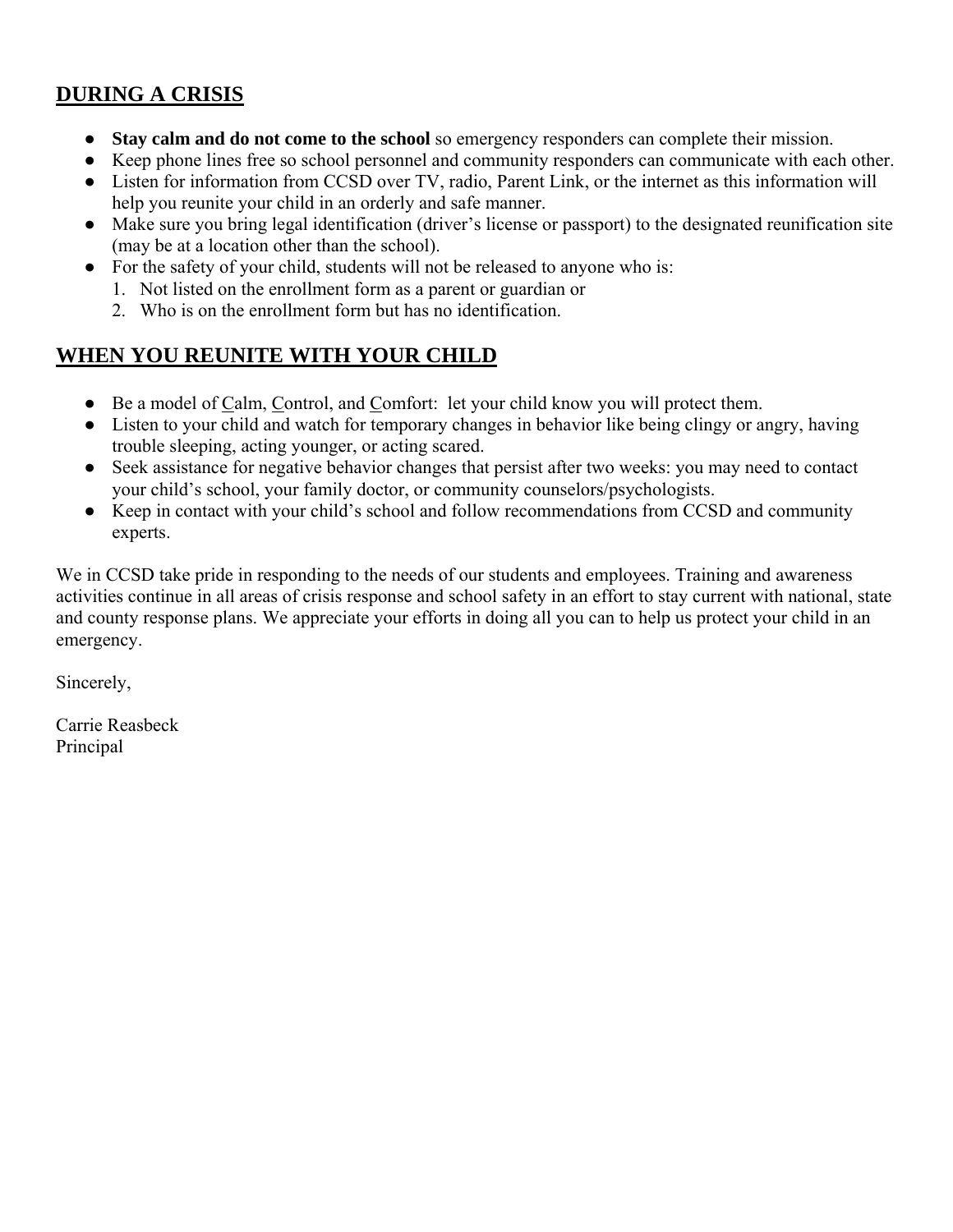## DURING A CRISIS

- **Stay calm and do not come to the school** so emergency responders can complete their mission.
- Keep phone lines free so school personnel and community responders can communicate with each other.
- Listen for information from CCSD over TV, radio, Parent Link, or the internet as this information will help you reunite your child in an orderly and safe manner.
- Make sure you bring legal identification (driver's license or passport) to the designated reunification site (may be at a location other than the school).
- For the safety of your child, students will not be released to anyone who is:
  1. Not listed on the enrollment form as a parent or guardian or
  2. Who is on the enrollment form but has no identification.

## WHEN YOU REUNITE WITH YOUR CHILD

- Be a model of Calm, Control, and Comfort: let your child know you will protect them.
- Listen to your child and watch for temporary changes in behavior like being clingy or angry, having trouble sleeping, acting younger, or acting scared.
- Seek assistance for negative behavior changes that persist after two weeks: you may need to contact your child's school, your family doctor, or community counselors/psychologists.
- Keep in contact with your child's school and follow recommendations from CCSD and community experts.

We in CCSD take pride in responding to the needs of our students and employees. Training and awareness activities continue in all areas of crisis response and school safety in an effort to stay current with national, state and county response plans. We appreciate your efforts in doing all you can to help us protect your child in an emergency.

Sincerely,

Carrie Reasbeck
Principal